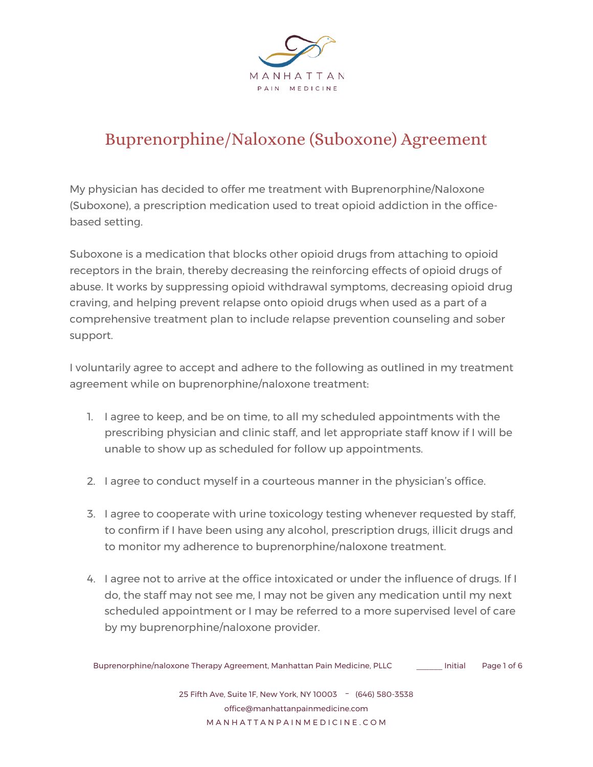MANHATTAN

PAIN MEDICINE

# Buprenorphine/Naloxone (Suboxone) Agreement

My physician has decided to offer me treatment with Buprenorphine/Naloxone (Suboxone), a prescription medication used to treat opioid addiction in the office-based setting.

Suboxone is a medication that blocks other opioid drugs from attaching to opioid receptors in the brain, thereby decreasing the reinforcing effects of opioid drugs of abuse. It works by suppressing opioid withdrawal symptoms, decreasing opioid drug craving, and helping prevent relapse onto opioid drugs when used as a part of a comprehensive treatment plan to include relapse prevention counseling and sober support.

I voluntarily agree to accept and adhere to the following as outlined in my treatment agreement while on buprenorphine/naloxone treatment:

1. I agree to keep, and be on time, to all my scheduled appointments with the prescribing physician and clinic staff, and let appropriate staff know if I will be unable to show up as scheduled for follow up appointments.

2. I agree to conduct myself in a courteous manner in the physician's office.

3. I agree to cooperate with urine toxicology testing whenever requested by staff, to confirm if I have been using any alcohol, prescription drugs, illicit drugs and to monitor my adherence to buprenorphine/naloxone treatment.

4. I agree not to arrive at the office intoxicated or under the influence of drugs. If I do, the staff may not see me, I may not be given any medication until my next scheduled appointment or I may be referred to a more supervised level of care by my buprenorphine/naloxone provider.

Buprenorphine/naloxone Therapy Agreement, Manhattan Pain Medicine, PLLC ______ Initial

25 Fifth Ave, Suite 1F, New York, NY 10003 - (646) 580-3538
office@manhattanpainmedicine.com
MANHATTANPAINMEDICINE.COM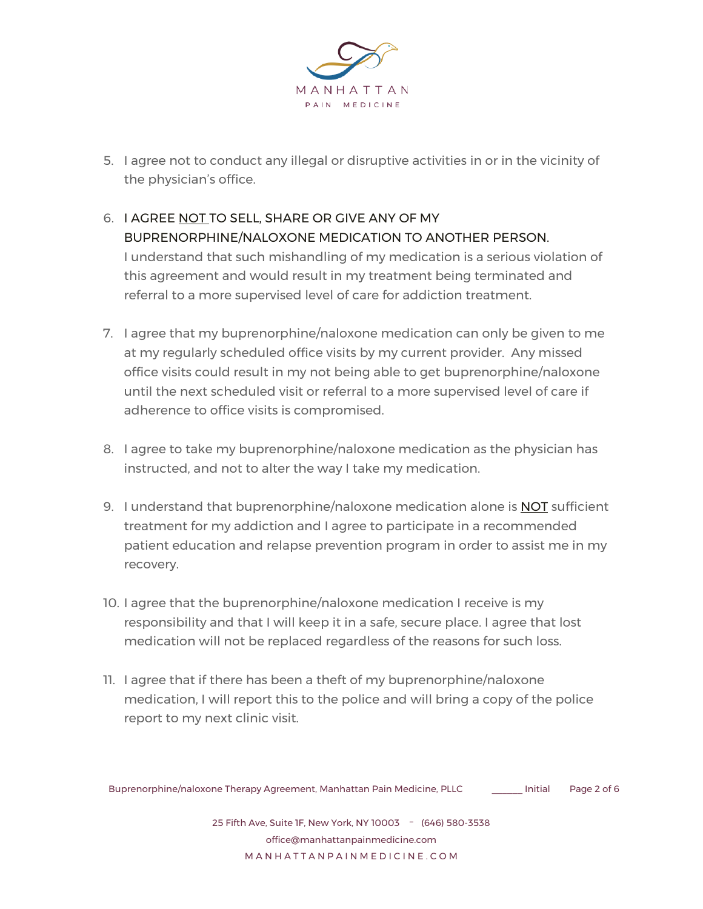5. I agree not to conduct any illegal or disruptive activities in or in the vicinity of the physician's office.

6. I AGREE <u>NOT</u> TO SELL, SHARE OR GIVE ANY OF MY BUPRENORPHINE/NALOXONE MEDICATION TO ANOTHER PERSON. I understand that such mishandling of my medication is a serious violation of this agreement and would result in my treatment being terminated and referral to a more supervised level of care for addiction treatment.

7. I agree that my buprenorphine/naloxone medication can only be given to me at my regularly scheduled office visits by my current provider. Any missed office visits could result in my not being able to get buprenorphine/naloxone until the next scheduled visit or referral to a more supervised level of care if adherence to office visits is compromised.

8. I agree to take my buprenorphine/naloxone medication as the physician has instructed, and not to alter the way I take my medication.

9. I understand that buprenorphine/naloxone medication alone is <u>NOT</u> sufficient treatment for my addiction and I agree to participate in a recommended patient education and relapse prevention program in order to assist me in my recovery.

10. I agree that the buprenorphine/naloxone medication I receive is my responsibility and that I will keep it in a safe, secure place. I agree that lost medication will not be replaced regardless of the reasons for such loss.

11. I agree that if there has been a theft of my buprenorphine/naloxone medication, I will report this to the police and will bring a copy of the police report to my next clinic visit.

Buprenorphine/naloxone Therapy Agreement, Manhattan Pain Medicine, PLLC ______ Initial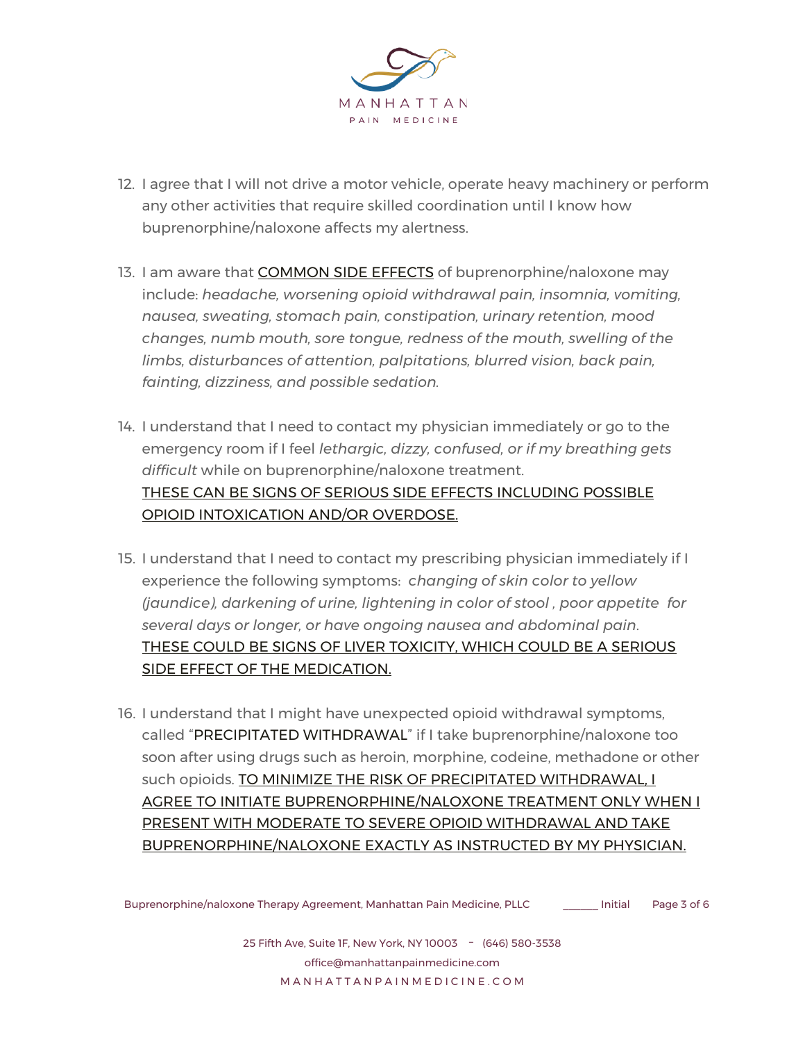12. I agree that I will not drive a motor vehicle, operate heavy machinery or perform any other activities that require skilled coordination until I know how buprenorphine/naloxone affects my alertness.

13. I am aware that <u>COMMON SIDE EFFECTS</u> of buprenorphine/naloxone may include: *headache, worsening opioid withdrawal pain, insomnia, vomiting, nausea, sweating, stomach pain, constipation, urinary retention, mood changes, numb mouth, sore tongue, redness of the mouth, swelling of the limbs, disturbances of attention, palpitations, blurred vision, back pain, fainting, dizziness, and possible sedation.*

14. I understand that I need to contact my physician immediately or go to the emergency room if I feel *lethargic, dizzy, confused, or if my breathing gets difficult* while on buprenorphine/naloxone treatment.
<u>THESE CAN BE SIGNS OF SERIOUS SIDE EFFECTS INCLUDING POSSIBLE OPIOID INTOXICATION AND/OR OVERDOSE.</u>

15. I understand that I need to contact my prescribing physician immediately if I experience the following symptoms: *changing of skin color to yellow (jaundice), darkening of urine, lightening in color of stool , poor appetite for several days or longer, or have ongoing nausea and abdominal pain*.
<u>THESE COULD BE SIGNS OF LIVER TOXICITY, WHICH COULD BE A SERIOUS SIDE EFFECT OF THE MEDICATION.</u>

16. I understand that I might have unexpected opioid withdrawal symptoms, called "PRECIPITATED WITHDRAWAL" if I take buprenorphine/naloxone too soon after using drugs such as heroin, morphine, codeine, methadone or other such opioids. <u>TO MINIMIZE THE RISK OF PRECIPITATED WITHDRAWAL, I AGREE TO INITIATE BUPRENORPHINE/NALOXONE TREATMENT ONLY WHEN I PRESENT WITH MODERATE TO SEVERE OPIOID WITHDRAWAL AND TAKE BUPRENORPHINE/NALOXONE EXACTLY AS INSTRUCTED BY MY PHYSICIAN.</u>

Buprenorphine/naloxone Therapy Agreement, Manhattan Pain Medicine, PLLC ______ Initial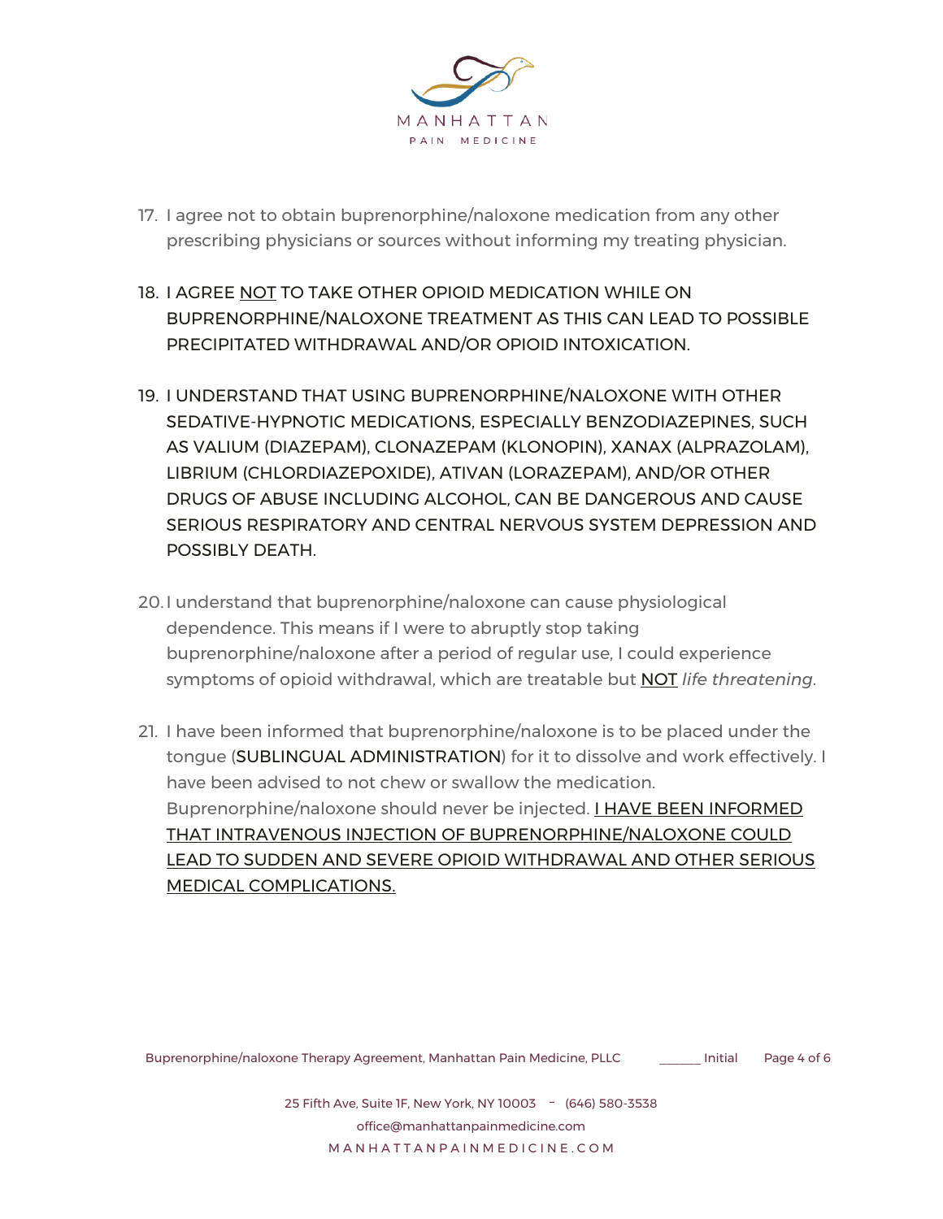17. I agree not to obtain buprenorphine/naloxone medication from any other prescribing physicians or sources without informing my treating physician.

18. I AGREE <u>NOT</u> TO TAKE OTHER OPIOID MEDICATION WHILE ON BUPRENORPHINE/NALOXONE TREATMENT AS THIS CAN LEAD TO POSSIBLE PRECIPITATED WITHDRAWAL AND/OR OPIOID INTOXICATION.

19. I UNDERSTAND THAT USING BUPRENORPHINE/NALOXONE WITH OTHER SEDATIVE-HYPNOTIC MEDICATIONS, ESPECIALLY BENZODIAZEPINES, SUCH AS VALIUM (DIAZEPAM), CLONAZEPAM (KLONOPIN), XANAX (ALPRAZOLAM), LIBRIUM (CHLORDIAZEPOXIDE), ATIVAN (LORAZEPAM), AND/OR OTHER DRUGS OF ABUSE INCLUDING ALCOHOL, CAN BE DANGEROUS AND CAUSE SERIOUS RESPIRATORY AND CENTRAL NERVOUS SYSTEM DEPRESSION AND POSSIBLY DEATH.

20. I understand that buprenorphine/naloxone can cause physiological dependence. This means if I were to abruptly stop taking buprenorphine/naloxone after a period of regular use, I could experience symptoms of opioid withdrawal, which are treatable but <u>NOT</u> *life threatening*.

21. I have been informed that buprenorphine/naloxone is to be placed under the tongue (SUBLINGUAL ADMINISTRATION) for it to dissolve and work effectively. I have been advised to not chew or swallow the medication. Buprenorphine/naloxone should never be injected. <u>I HAVE BEEN INFORMED THAT INTRAVENOUS INJECTION OF BUPRENORPHINE/NALOXONE COULD LEAD TO SUDDEN AND SEVERE OPIOID WITHDRAWAL AND OTHER SERIOUS MEDICAL COMPLICATIONS.</u>

_______ Initial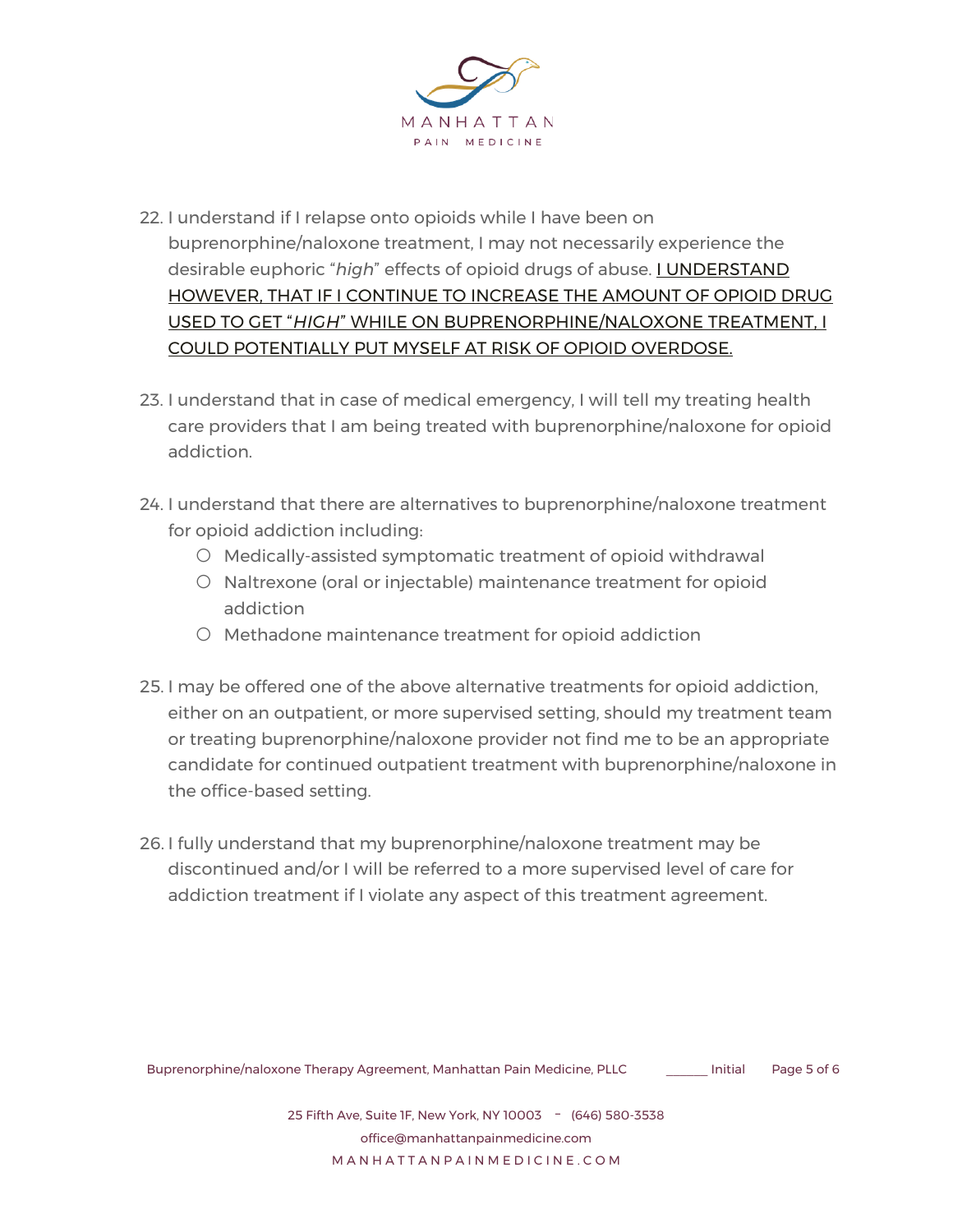22. I understand if I relapse onto opioids while I have been on buprenorphine/naloxone treatment, I may not necessarily experience the desirable euphoric "*high*" effects of opioid drugs of abuse. <u>I UNDERSTAND HOWEVER, THAT IF I CONTINUE TO INCREASE THE AMOUNT OF OPIOID DRUG USED TO GET "*HIGH*" WHILE ON BUPRENORPHINE/NALOXONE TREATMENT, I COULD POTENTIALLY PUT MYSELF AT RISK OF OPIOID OVERDOSE.</u>

23. I understand that in case of medical emergency, I will tell my treating health care providers that I am being treated with buprenorphine/naloxone for opioid addiction.

24. I understand that there are alternatives to buprenorphine/naloxone treatment for opioid addiction including:
    - Medically-assisted symptomatic treatment of opioid withdrawal
    - Naltrexone (oral or injectable) maintenance treatment for opioid addiction
    - Methadone maintenance treatment for opioid addiction

25. I may be offered one of the above alternative treatments for opioid addiction, either on an outpatient, or more supervised setting, should my treatment team or treating buprenorphine/naloxone provider not find me to be an appropriate candidate for continued outpatient treatment with buprenorphine/naloxone in the office-based setting.

26. I fully understand that my buprenorphine/naloxone treatment may be discontinued and/or I will be referred to a more supervised level of care for addiction treatment if I violate any aspect of this treatment agreement.

\_\_\_\_\_\_ Initial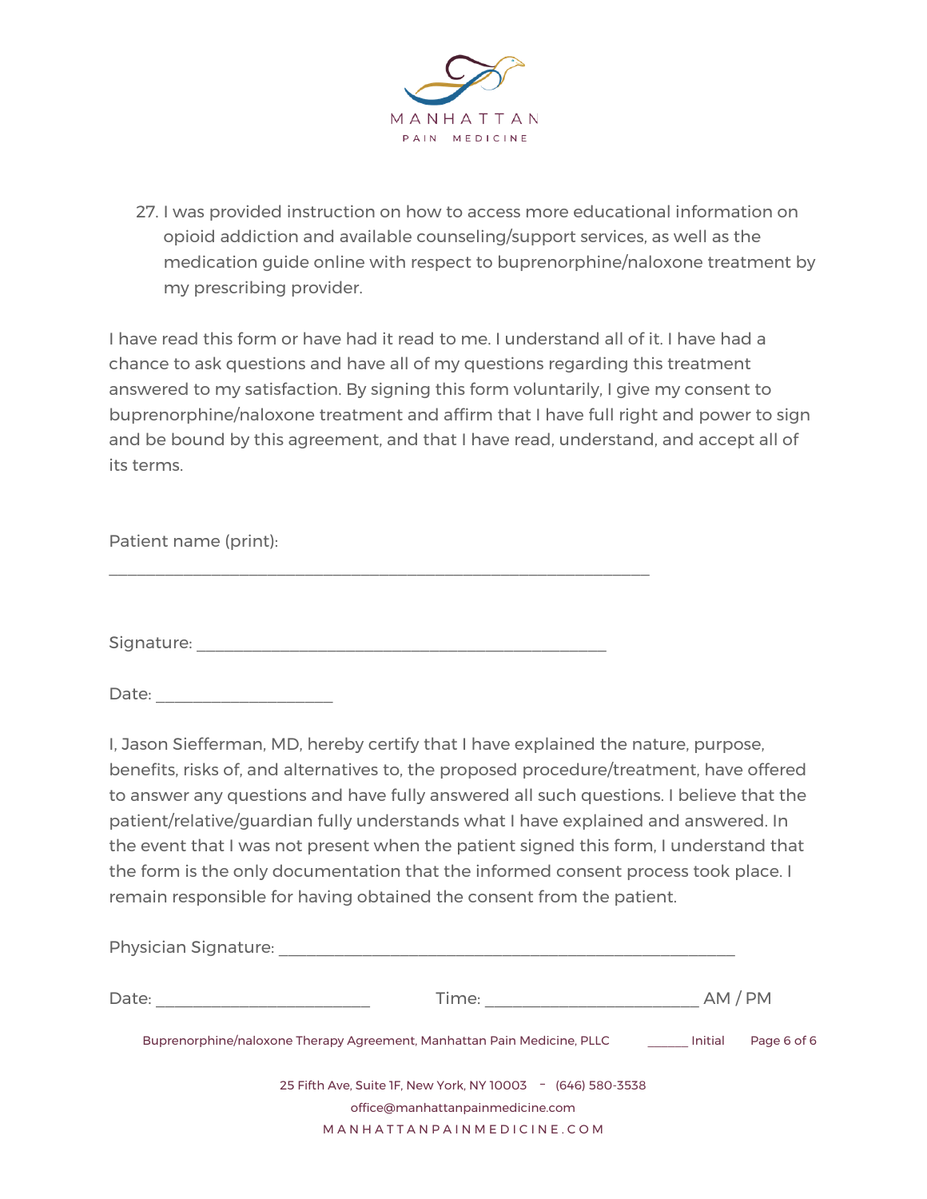27. I was provided instruction on how to access more educational information on opioid addiction and available counseling/support services, as well as the medication guide online with respect to buprenorphine/naloxone treatment by my prescribing provider.

I have read this form or have had it read to me. I understand all of it. I have had a chance to ask questions and have all of my questions regarding this treatment answered to my satisfaction. By signing this form voluntarily, I give my consent to buprenorphine/naloxone treatment and affirm that I have full right and power to sign and be bound by this agreement, and that I have read, understand, and accept all of its terms.

Patient name (print):

_______________________________________________

Signature: ____________________________________

Date: ________________

I, Jason Siefferman, MD, hereby certify that I have explained the nature, purpose, benefits, risks of, and alternatives to, the proposed procedure/treatment, have offered to answer any questions and have fully answered all such questions. I believe that the patient/relative/guardian fully understands what I have explained and answered. In the event that I was not present when the patient signed this form, I understand that the form is the only documentation that the informed consent process took place. I remain responsible for having obtained the consent from the patient.

Physician Signature: __________________________________________

Date: ____________________ Time: ____________________ AM / PM

Buprenorphine/naloxone Therapy Agreement, Manhattan Pain Medicine, PLLC ______ Initial